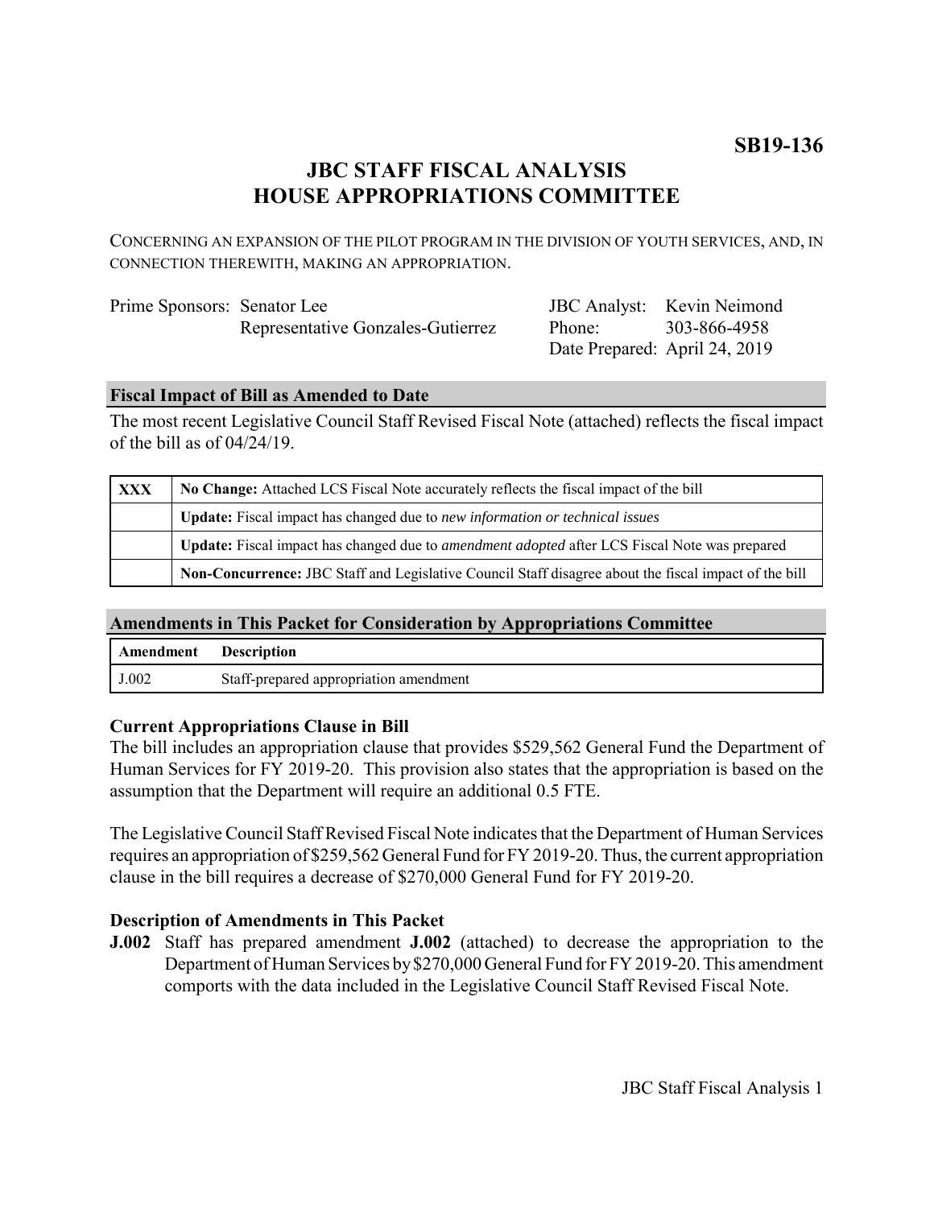**SB19-136**

# JBC STAFF FISCAL ANALYSIS
# HOUSE APPROPRIATIONS COMMITTEE

CONCERNING AN EXPANSION OF THE PILOT PROGRAM IN THE DIVISION OF YOUTH SERVICES, AND, IN CONNECTION THEREWITH, MAKING AN APPROPRIATION.

| | | | |
|---|---|---|---|
| Prime Sponsors: | Senator Lee | JBC Analyst: | Kevin Neimond |
| | Representative Gonzales-Gutierrez | Phone: | 303-866-4958 |
| | | Date Prepared: | April 24, 2019 |

## Fiscal Impact of Bill as Amended to Date

The most recent Legislative Council Staff Revised Fiscal Note (attached) reflects the fiscal impact of the bill as of 04/24/19.

| | |
|---|---|
| XXX | **No Change:** Attached LCS Fiscal Note accurately reflects the fiscal impact of the bill |
| | **Update:** Fiscal impact has changed due to *new information or technical issues* |
| | **Update:** Fiscal impact has changed due to *amendment adopted* after LCS Fiscal Note was prepared |
| | **Non-Concurrence:** JBC Staff and Legislative Council Staff disagree about the fiscal impact of the bill |

## Amendments in This Packet for Consideration by Appropriations Committee

| Amendment | Description |
|---|---|
| J.002 | Staff-prepared appropriation amendment |

### Current Appropriations Clause in Bill

The bill includes an appropriation clause that provides $529,562 General Fund the Department of Human Services for FY 2019-20. This provision also states that the appropriation is based on the assumption that the Department will require an additional 0.5 FTE.

The Legislative Council Staff Revised Fiscal Note indicates that the Department of Human Services requires an appropriation of $259,562 General Fund for FY 2019-20. Thus, the current appropriation clause in the bill requires a decrease of $270,000 General Fund for FY 2019-20.

### Description of Amendments in This Packet

**J.002** Staff has prepared amendment **J.002** (attached) to decrease the appropriation to the Department of Human Services by $270,000 General Fund for FY 2019-20. This amendment comports with the data included in the Legislative Council Staff Revised Fiscal Note.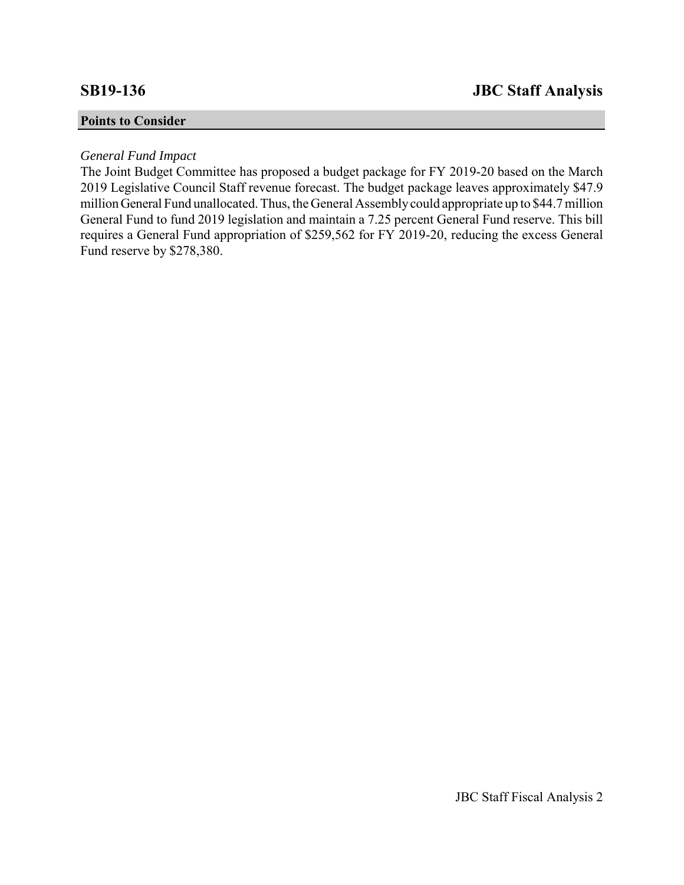## Points to Consider

*General Fund Impact*

The Joint Budget Committee has proposed a budget package for FY 2019-20 based on the March 2019 Legislative Council Staff revenue forecast. The budget package leaves approximately $47.9 million General Fund unallocated. Thus, the General Assembly could appropriate up to $44.7 million General Fund to fund 2019 legislation and maintain a 7.25 percent General Fund reserve. This bill requires a General Fund appropriation of $259,562 for FY 2019-20, reducing the excess General Fund reserve by $278,380.